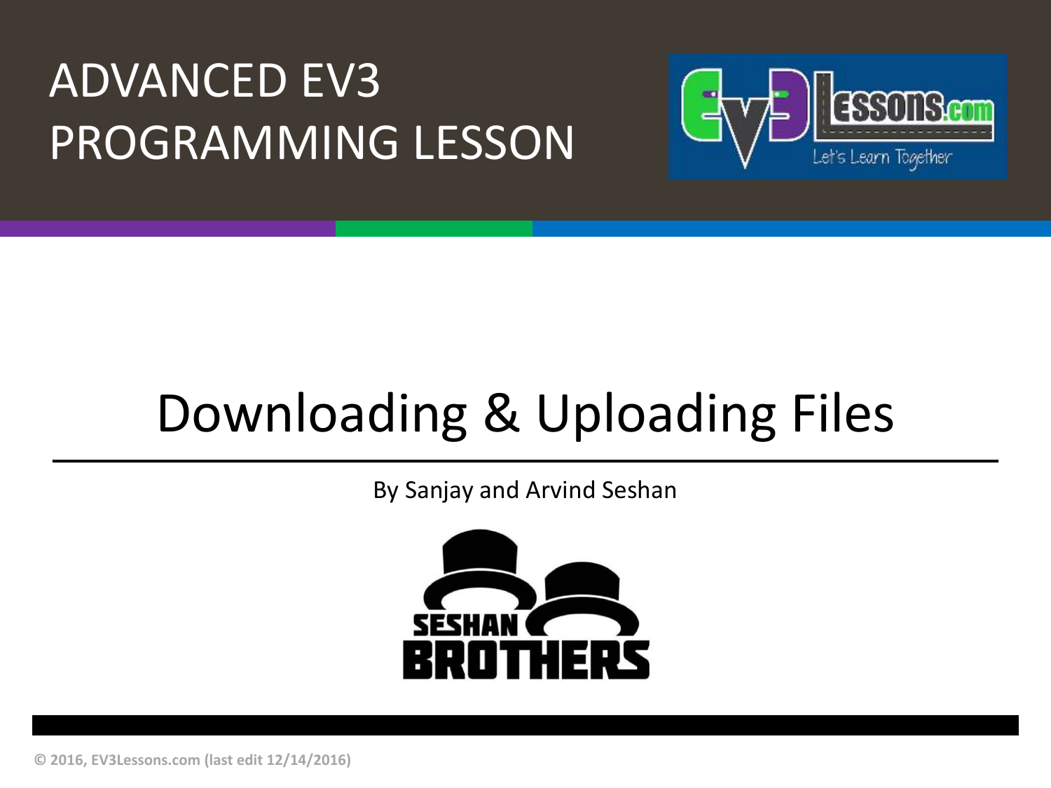# ADVANCED EV3 PROGRAMMING LESSON

# Downloading & Uploading Files

By Sanjay and Arvind Seshan

© 2016, EV3Lessons.com (last edit 12/14/2016)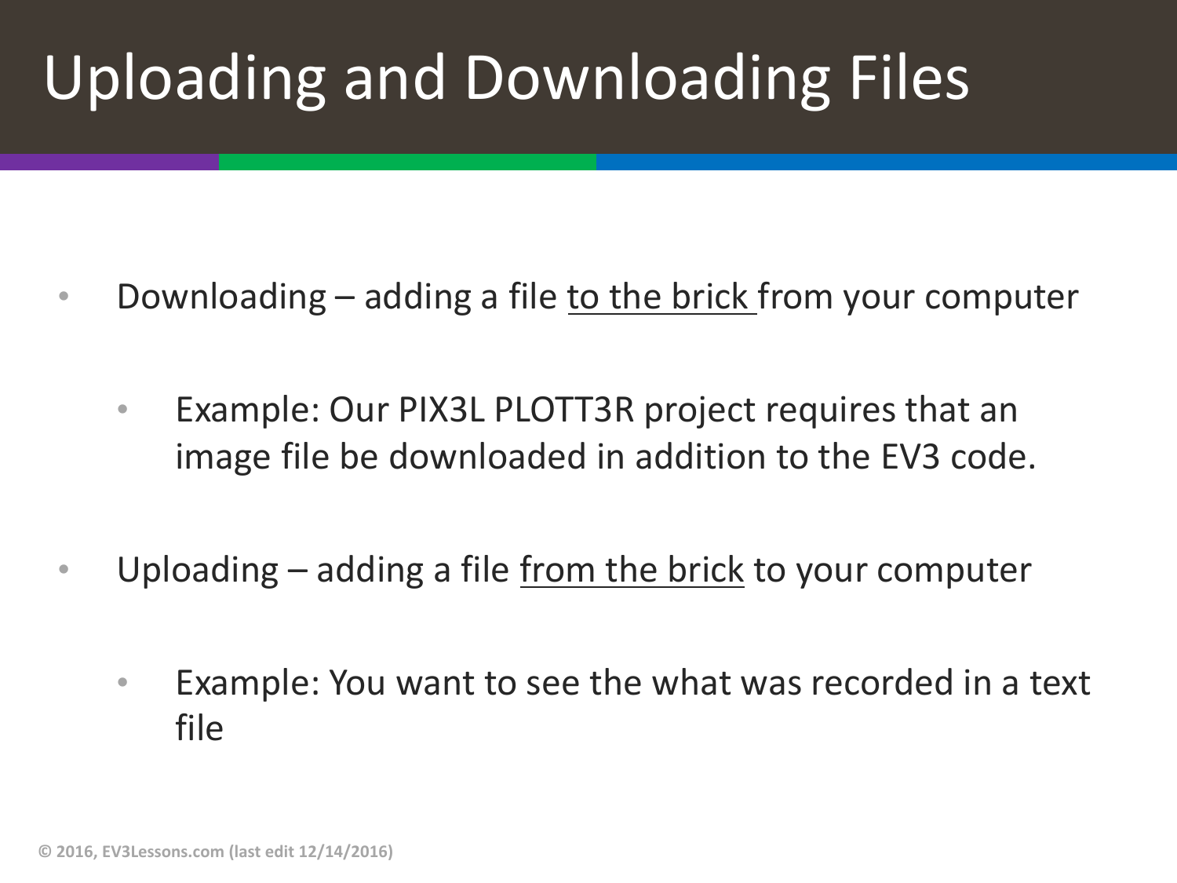# Uploading and Downloading Files

- Downloading – adding a file to the brick from your computer
  - Example: Our PIX3L PLOTT3R project requires that an image file be downloaded in addition to the EV3 code.
- Uploading – adding a file from the brick to your computer
  - Example: You want to see the what was recorded in a text file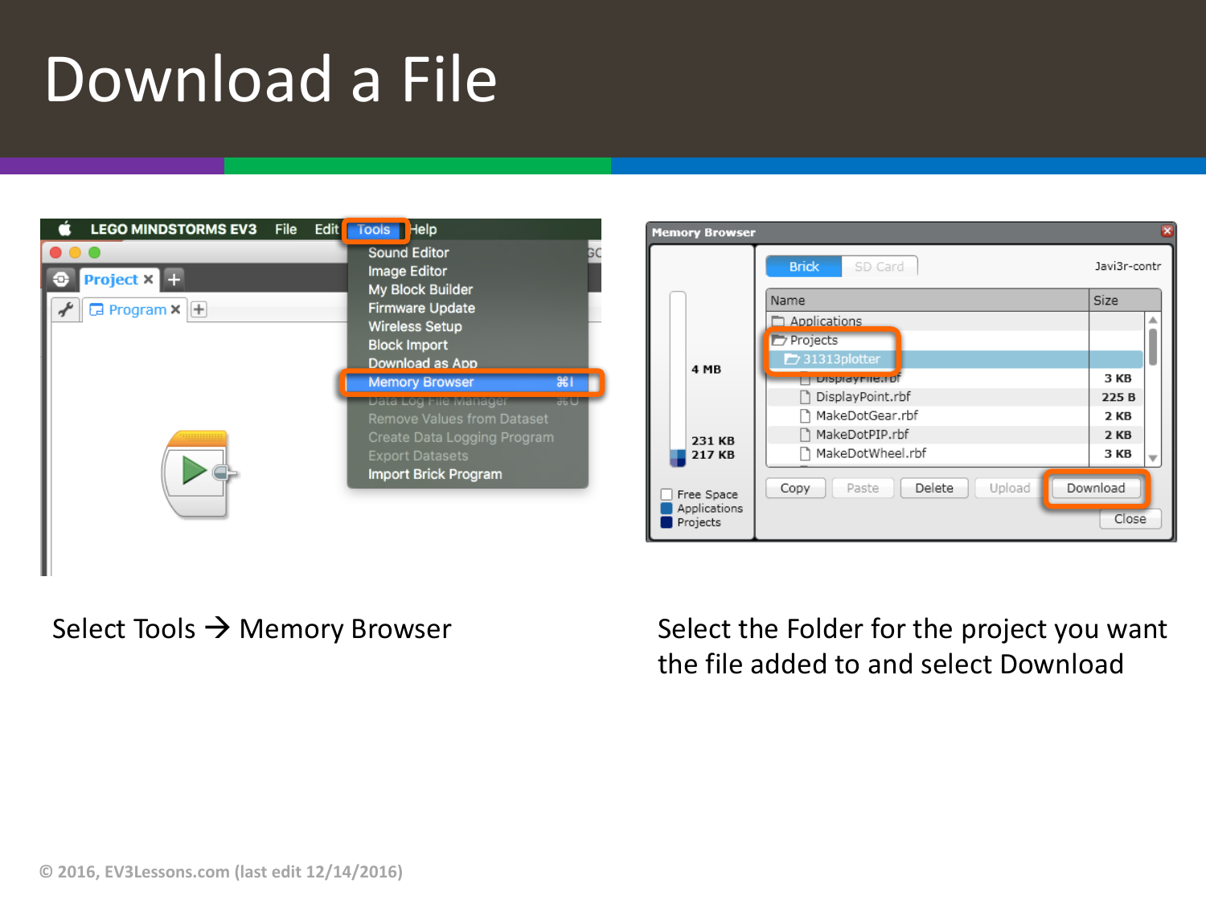# Download a File

Select Tools → Memory Browser

Select the Folder for the project you want the file added to and select Download

© 2016, EV3Lessons.com (last edit 12/14/2016)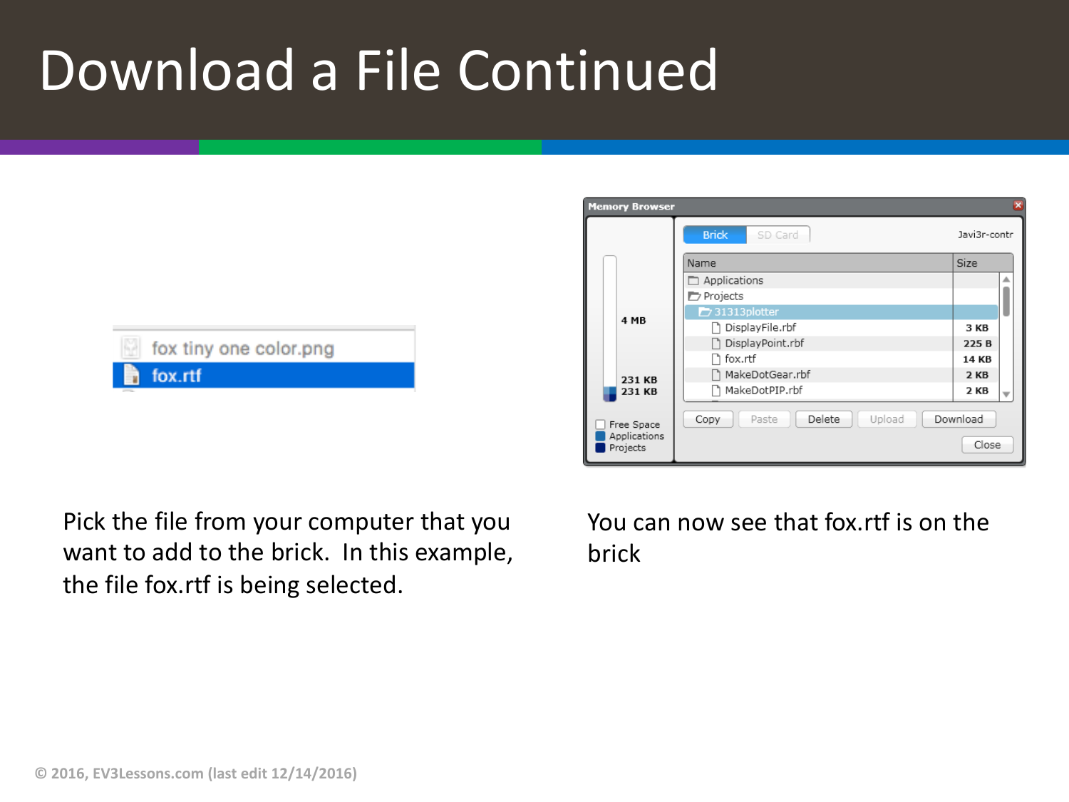# Download a File Continued

Pick the file from your computer that you want to add to the brick. In this example, the file fox.rtf is being selected.

You can now see that fox.rtf is on the brick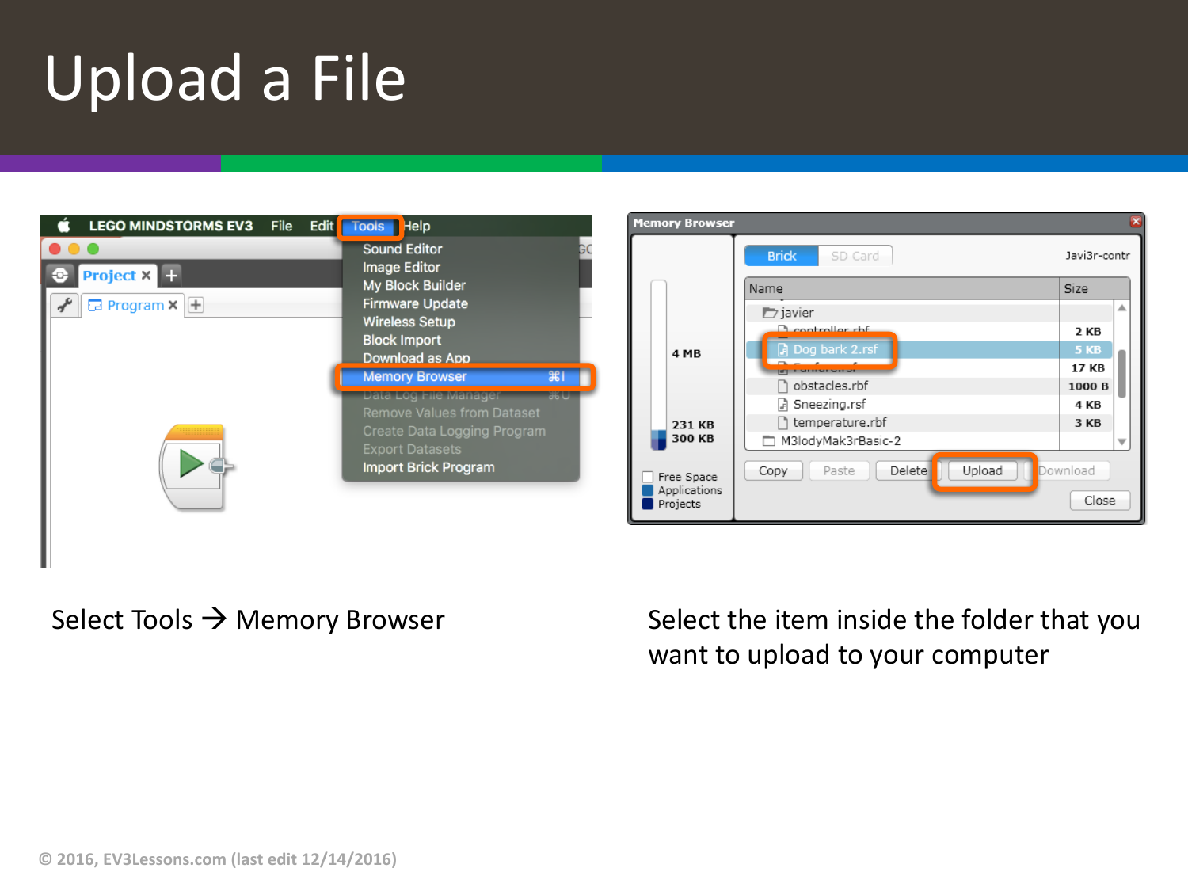# Upload a File

Select Tools → Memory Browser

Select the item inside the folder that you want to upload to your computer

© 2016, EV3Lessons.com (last edit 12/14/2016)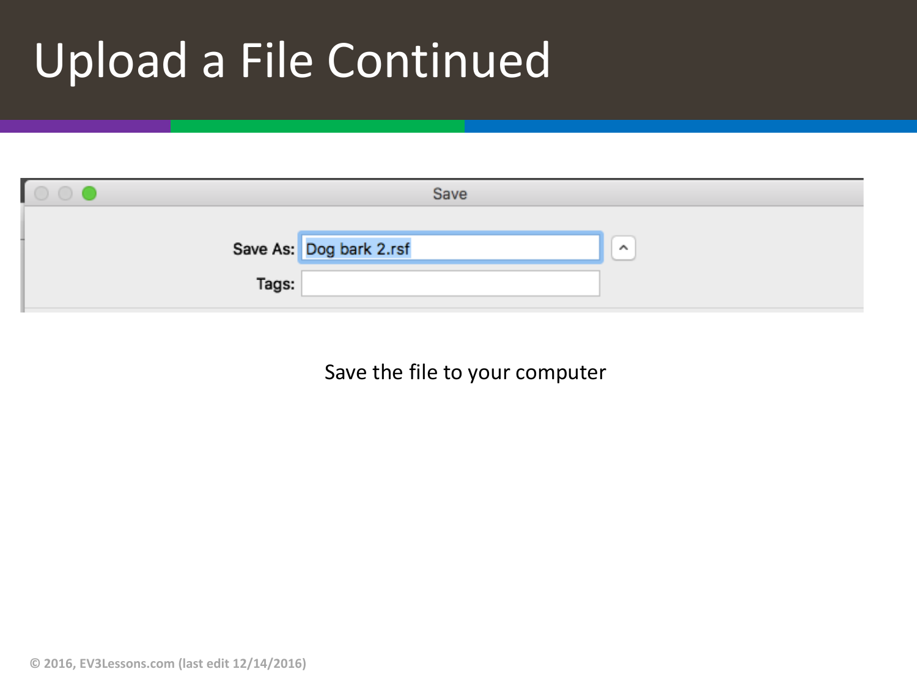# Upload a File Continued

Save As: Dog bark 2.rsf

Tags:

Save the file to your computer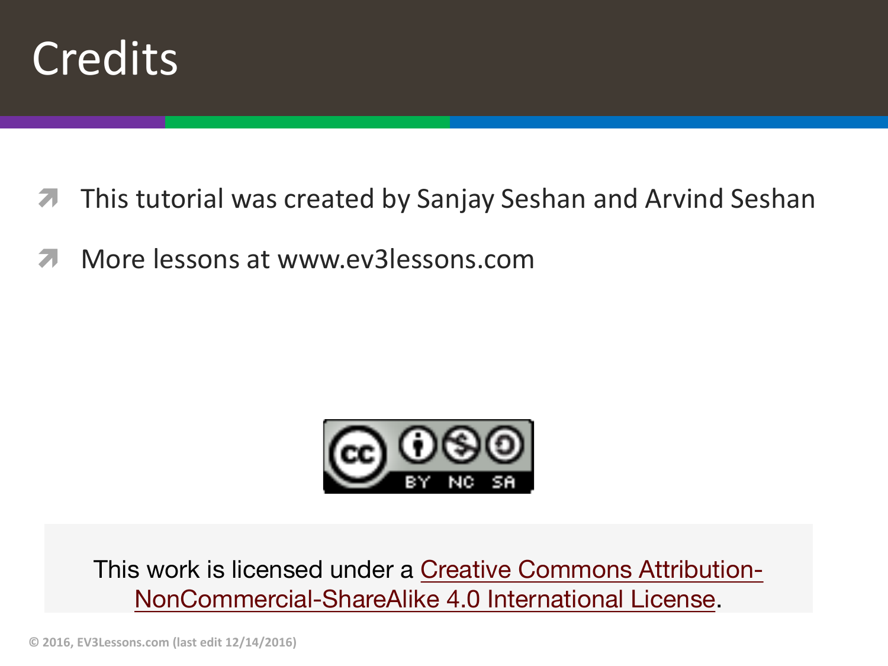# Credits

- This tutorial was created by Sanjay Seshan and Arvind Seshan
- More lessons at www.ev3lessons.com

This work is licensed under a Creative Commons Attribution-NonCommercial-ShareAlike 4.0 International License.

© 2016, EV3Lessons.com (last edit 12/14/2016)